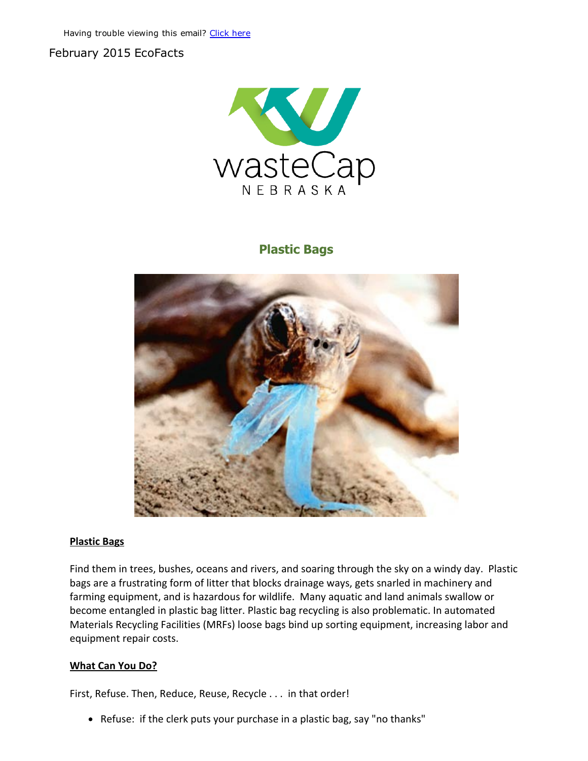Having trouble viewing this email? [Click here]

February 2015 EcoFacts

wasteCap NEBRASKA

## Plastic Bags

**Plastic Bags**

Find them in trees, bushes, oceans and rivers, and soaring through the sky on a windy day. Plastic bags are a frustrating form of litter that blocks drainage ways, gets snarled in machinery and farming equipment, and is hazardous for wildlife. Many aquatic and land animals swallow or become entangled in plastic bag litter. Plastic bag recycling is also problematic. In automated Materials Recycling Facilities (MRFs) loose bags bind up sorting equipment, increasing labor and equipment repair costs.

**What Can You Do?**

First, Refuse. Then, Reduce, Reuse, Recycle . . . in that order!

- Refuse: if the clerk puts your purchase in a plastic bag, say "no thanks"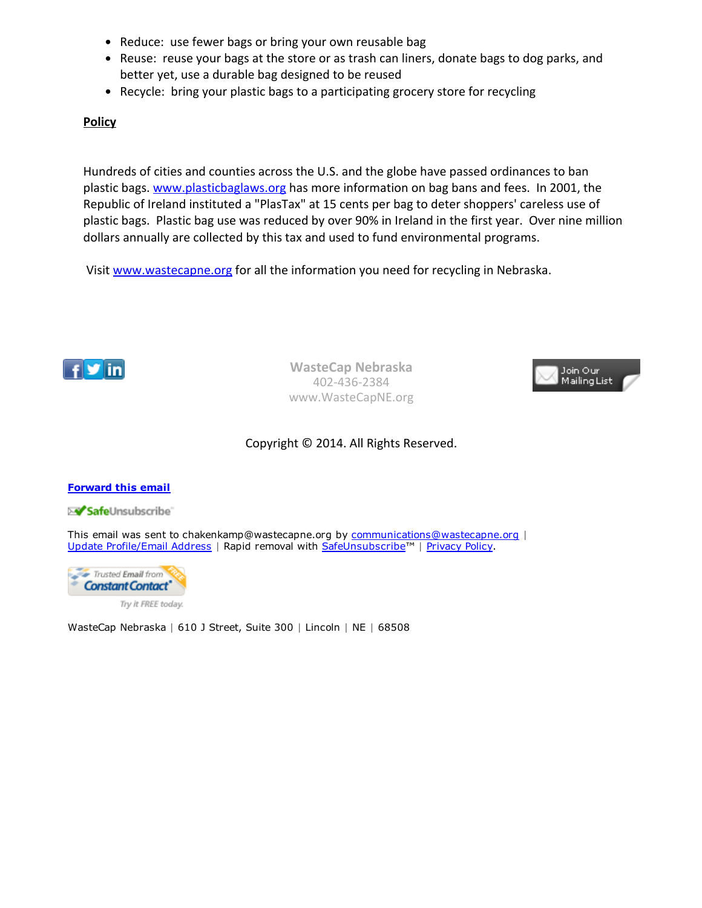- Reduce: use fewer bags or bring your own reusable bag
- Reuse: reuse your bags at the store or as trash can liners, donate bags to dog parks, and better yet, use a durable bag designed to be reused
- Recycle: bring your plastic bags to a participating grocery store for recycling

**Policy**

Hundreds of cities and counties across the U.S. and the globe have passed ordinances to ban plastic bags. www.plasticbaglaws.org has more information on bag bans and fees. In 2001, the Republic of Ireland instituted a "PlasTax" at 15 cents per bag to deter shoppers' careless use of plastic bags. Plastic bag use was reduced by over 90% in Ireland in the first year. Over nine million dollars annually are collected by this tax and used to fund environmental programs.

Visit www.wastecapne.org for all the information you need for recycling in Nebraska.

WasteCap Nebraska
402-436-2384
www.WasteCapNE.org

Join Our Mailing List

Copyright © 2014. All Rights Reserved.

**Forward this email**

SafeUnsubscribe

This email was sent to chakenkamp@wastecapne.org by communications@wastecapne.org | Update Profile/Email Address | Rapid removal with SafeUnsubscribe™ | Privacy Policy.

Trusted Email from Constant Contact — Try it FREE today.

WasteCap Nebraska | 610 J Street, Suite 300 | Lincoln | NE | 68508